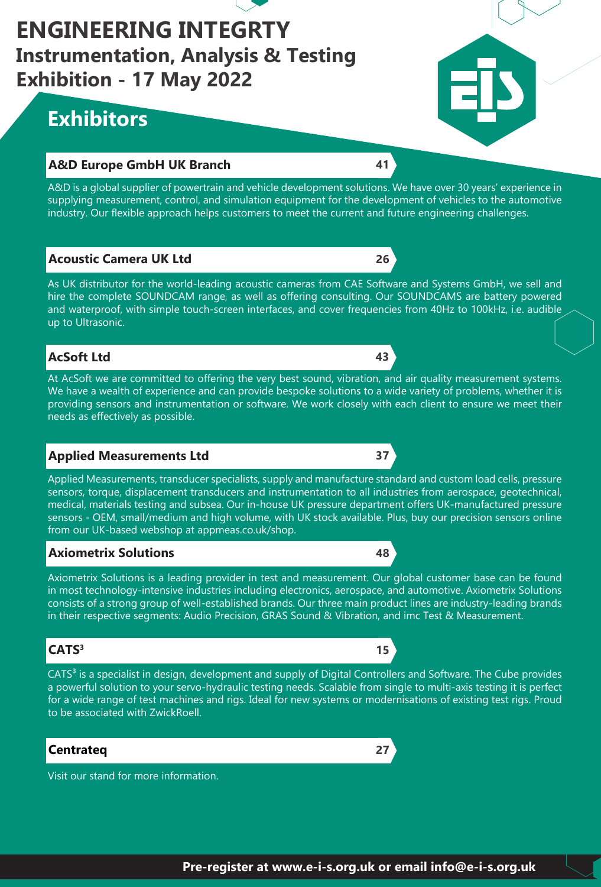# ENGINEERING INTEGRTY

## Instrumentation, Analysis & Testing Exhibition - 17 May 2022

## Exhibitors

### A&D Europe GmbH UK Branch — 41

A&D is a global supplier of powertrain and vehicle development solutions. We have over 30 years' experience in supplying measurement, control, and simulation equipment for the development of vehicles to the automotive industry. Our flexible approach helps customers to meet the current and future engineering challenges.

### Acoustic Camera UK Ltd — 26

As UK distributor for the world-leading acoustic cameras from CAE Software and Systems GmbH, we sell and hire the complete SOUNDCAM range, as well as offering consulting. Our SOUNDCAMS are battery powered and waterproof, with simple touch-screen interfaces, and cover frequencies from 40Hz to 100kHz, i.e. audible up to Ultrasonic.

### AcSoft Ltd — 43

At AcSoft we are committed to offering the very best sound, vibration, and air quality measurement systems. We have a wealth of experience and can provide bespoke solutions to a wide variety of problems, whether it is providing sensors and instrumentation or software. We work closely with each client to ensure we meet their needs as effectively as possible.

### Applied Measurements Ltd — 37

Applied Measurements, transducer specialists, supply and manufacture standard and custom load cells, pressure sensors, torque, displacement transducers and instrumentation to all industries from aerospace, geotechnical, medical, materials testing and subsea. Our in-house UK pressure department offers UK-manufactured pressure sensors - OEM, small/medium and high volume, with UK stock available. Plus, buy our precision sensors online from our UK-based webshop at appmeas.co.uk/shop.

### Axiometrix Solutions — 48

Axiometrix Solutions is a leading provider in test and measurement. Our global customer base can be found in most technology-intensive industries including electronics, aerospace, and automotive. Axiometrix Solutions consists of a strong group of well-established brands. Our three main product lines are industry-leading brands in their respective segments: Audio Precision, GRAS Sound & Vibration, and imc Test & Measurement.

### CATS³ — 15

CATS³ is a specialist in design, development and supply of Digital Controllers and Software. The Cube provides a powerful solution to your servo-hydraulic testing needs. Scalable from single to multi-axis testing it is perfect for a wide range of test machines and rigs. Ideal for new systems or modernisations of existing test rigs. Proud to be associated with ZwickRoell.

### Centrateq — 27

Visit our stand for more information.

**Pre-register at www.e-i-s.org.uk or email info@e-i-s.org.uk**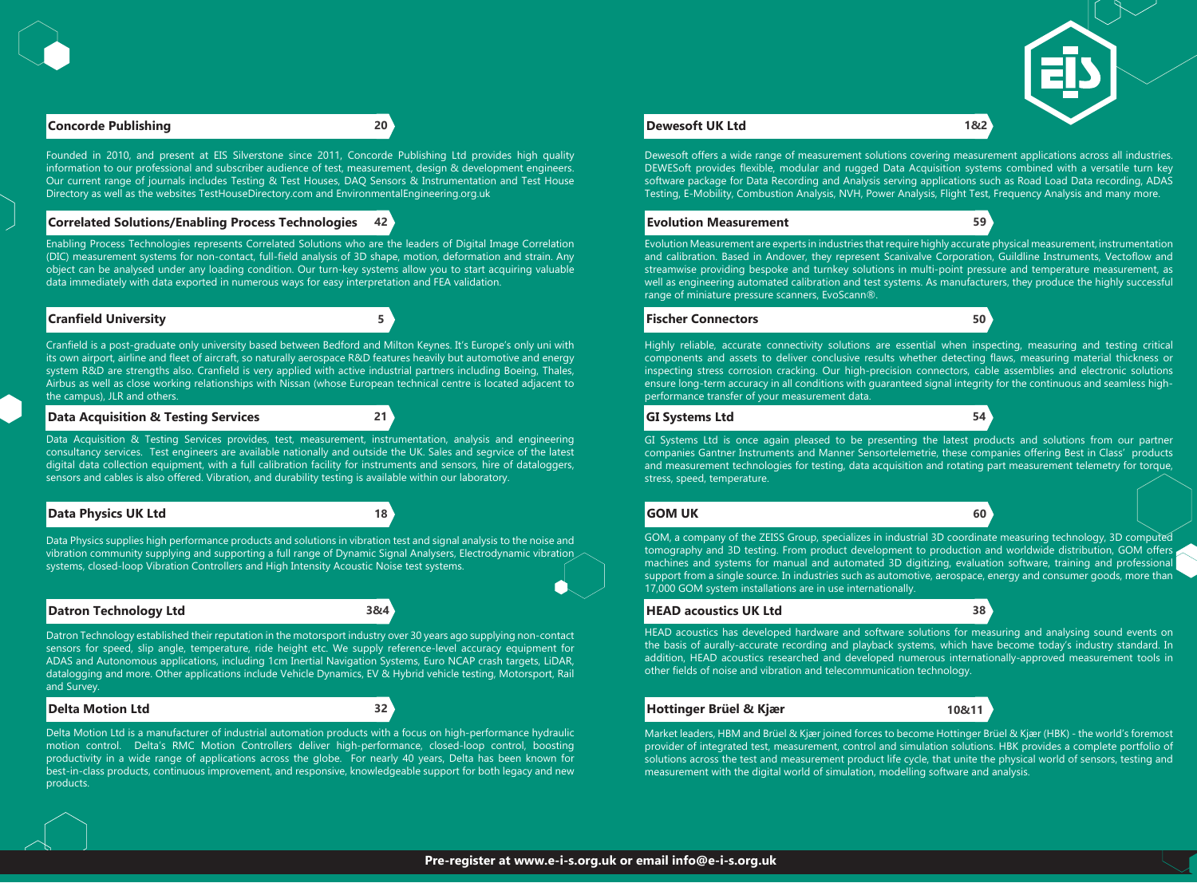## Concorde Publishing — 20

Founded in 2010, and present at EIS Silverstone since 2011, Concorde Publishing Ltd provides high quality information to our professional and subscriber audience of test, measurement, design & development engineers. Our current range of journals includes Testing & Test Houses, DAQ Sensors & Instrumentation and Test House Directory as well as the websites TestHouseDirectory.com and EnvironmentalEngineering.org.uk

## Correlated Solutions/Enabling Process Technologies — 42

Enabling Process Technologies represents Correlated Solutions who are the leaders of Digital Image Correlation (DIC) measurement systems for non-contact, full-field analysis of 3D shape, motion, deformation and strain. Any object can be analysed under any loading condition. Our turn-key systems allow you to start acquiring valuable data immediately with data exported in numerous ways for easy interpretation and FEA validation.

## Cranfield University — 5

Cranfield is a post-graduate only university based between Bedford and Milton Keynes. It's Europe's only uni with its own airport, airline and fleet of aircraft, so naturally aerospace R&D features heavily but automotive and energy system R&D are strengths also. Cranfield is very applied with active industrial partners including Boeing, Thales, Airbus as well as close working relationships with Nissan (whose European technical centre is located adjacent to the campus), JLR and others.

## Data Acquisition & Testing Services — 21

Data Acquisition & Testing Services provides, test, measurement, instrumentation, analysis and engineering consultancy services. Test engineers are available nationally and outside the UK. Sales and segrvice of the latest digital data collection equipment, with a full calibration facility for instruments and sensors, hire of dataloggers, sensors and cables is also offered. Vibration, and durability testing is available within our laboratory.

## Data Physics UK Ltd — 18

Data Physics supplies high performance products and solutions in vibration test and signal analysis to the noise and vibration community supplying and supporting a full range of Dynamic Signal Analysers, Electrodynamic vibration systems, closed-loop Vibration Controllers and High Intensity Acoustic Noise test systems.

## Datron Technology Ltd — 3&4

Datron Technology established their reputation in the motorsport industry over 30 years ago supplying non-contact sensors for speed, slip angle, temperature, ride height etc. We supply reference-level accuracy equipment for ADAS and Autonomous applications, including 1cm Inertial Navigation Systems, Euro NCAP crash targets, LiDAR, datalogging and more. Other applications include Vehicle Dynamics, EV & Hybrid vehicle testing, Motorsport, Rail and Survey.

## Delta Motion Ltd — 32

Delta Motion Ltd is a manufacturer of industrial automation products with a focus on high-performance hydraulic motion control. Delta's RMC Motion Controllers deliver high-performance, closed-loop control, boosting productivity in a wide range of applications across the globe. For nearly 40 years, Delta has been known for best-in-class products, continuous improvement, and responsive, knowledgeable support for both legacy and new products.

## Dewesoft UK Ltd — 1&2

Dewesoft offers a wide range of measurement solutions covering measurement applications across all industries. DEWESoft provides flexible, modular and rugged Data Acquisition systems combined with a versatile turn key software package for Data Recording and Analysis serving applications such as Road Load Data recording, ADAS Testing, E-Mobility, Combustion Analysis, NVH, Power Analysis, Flight Test, Frequency Analysis and many more.

## Evolution Measurement — 59

Evolution Measurement are experts in industries that require highly accurate physical measurement, instrumentation and calibration. Based in Andover, they represent Scanivalve Corporation, Guildline Instruments, Vectoflow and streamwise providing bespoke and turnkey solutions in multi-point pressure and temperature measurement, as well as engineering automated calibration and test systems. As manufacturers, they produce the highly successful range of miniature pressure scanners, EvoScann®.

## Fischer Connectors — 50

Highly reliable, accurate connectivity solutions are essential when inspecting, measuring and testing critical components and assets to deliver conclusive results whether detecting flaws, measuring material thickness or inspecting stress corrosion cracking. Our high-precision connectors, cable assemblies and electronic solutions ensure long-term accuracy in all conditions with guaranteed signal integrity for the continuous and seamless high-performance transfer of your measurement data.

## GI Systems Ltd — 54

GI Systems Ltd is once again pleased to be presenting the latest products and solutions from our partner companies Gantner Instruments and Manner Sensortelemetrie, these companies offering Best in Class' products and measurement technologies for testing, data acquisition and rotating part measurement telemetry for torque, stress, speed, temperature.

## GOM UK — 60

GOM, a company of the ZEISS Group, specializes in industrial 3D coordinate measuring technology, 3D computed tomography and 3D testing. From product development to production and worldwide distribution, GOM offers machines and systems for manual and automated 3D digitizing, evaluation software, training and professional support from a single source. In industries such as automotive, aerospace, energy and consumer goods, more than 17,000 GOM system installations are in use internationally.

## HEAD acoustics UK Ltd — 38

HEAD acoustics has developed hardware and software solutions for measuring and analysing sound events on the basis of aurally-accurate recording and playback systems, which have become today's industry standard. In addition, HEAD acoustics researched and developed numerous internationally-approved measurement tools in other fields of noise and vibration and telecommunication technology.

## Hottinger Brüel & Kjær — 10&11

Market leaders, HBM and Brüel & Kjær joined forces to become Hottinger Brüel & Kjær (HBK) - the world's foremost provider of integrated test, measurement, control and simulation solutions. HBK provides a complete portfolio of solutions across the test and measurement product life cycle, that unite the physical world of sensors, testing and measurement with the digital world of simulation, modelling software and analysis.

**Pre-register at www.e-i-s.org.uk or email info@e-i-s.org.uk**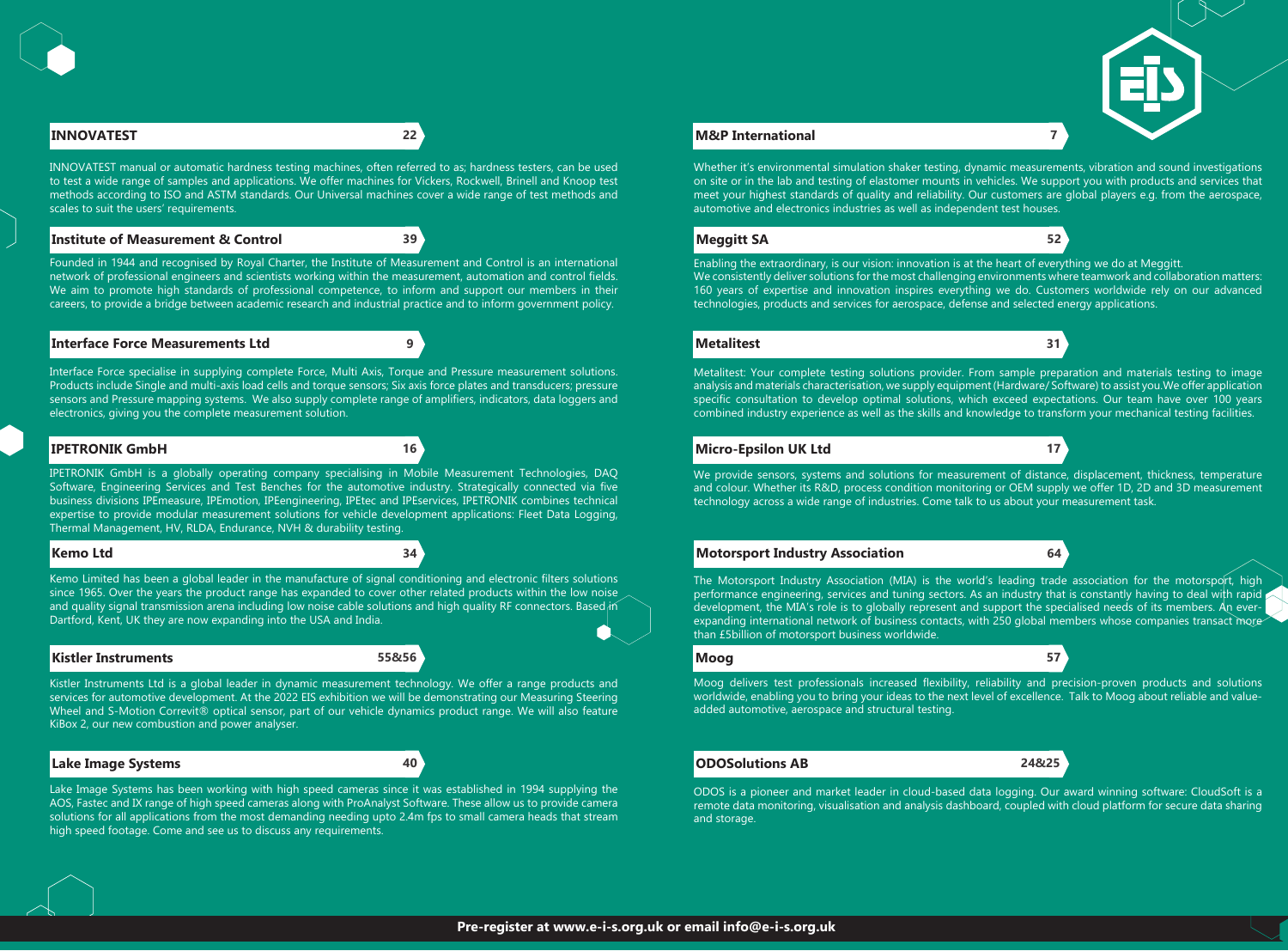## INNOVATEST — 22

INNOVATEST manual or automatic hardness testing machines, often referred to as; hardness testers, can be used to test a wide range of samples and applications. We offer machines for Vickers, Rockwell, Brinell and Knoop test methods according to ISO and ASTM standards. Our Universal machines cover a wide range of test methods and scales to suit the users' requirements.

## Institute of Measurement & Control — 39

Founded in 1944 and recognised by Royal Charter, the Institute of Measurement and Control is an international network of professional engineers and scientists working within the measurement, automation and control fields. We aim to promote high standards of professional competence, to inform and support our members in their careers, to provide a bridge between academic research and industrial practice and to inform government policy.

## Interface Force Measurements Ltd — 9

Interface Force specialise in supplying complete Force, Multi Axis, Torque and Pressure measurement solutions. Products include Single and multi-axis load cells and torque sensors; Six axis force plates and transducers; pressure sensors and Pressure mapping systems. We also supply complete range of amplifiers, indicators, data loggers and electronics, giving you the complete measurement solution.

## IPETRONIK GmbH — 16

IPETRONIK GmbH is a globally operating company specialising in Mobile Measurement Technologies, DAQ Software, Engineering Services and Test Benches for the automotive industry. Strategically connected via five business divisions IPEmeasure, IPEmotion, IPEengineering, IPEtec and IPEservices, IPETRONIK combines technical expertise to provide modular measurement solutions for vehicle development applications: Fleet Data Logging, Thermal Management, HV, RLDA, Endurance, NVH & durability testing.

## Kemo Ltd — 34

Kemo Limited has been a global leader in the manufacture of signal conditioning and electronic filters solutions since 1965. Over the years the product range has expanded to cover other related products within the low noise and quality signal transmission arena including low noise cable solutions and high quality RF connectors. Based in Dartford, Kent, UK they are now expanding into the USA and India.

## Kistler Instruments — 55&56

Kistler Instruments Ltd is a global leader in dynamic measurement technology. We offer a range products and services for automotive development. At the 2022 EIS exhibition we will be demonstrating our Measuring Steering Wheel and S-Motion Correvit® optical sensor, part of our vehicle dynamics product range. We will also feature KiBox 2, our new combustion and power analyser.

## Lake Image Systems — 40

Lake Image Systems has been working with high speed cameras since it was established in 1994 supplying the AOS, Fastec and IX range of high speed cameras along with ProAnalyst Software. These allow us to provide camera solutions for all applications from the most demanding needing upto 2.4m fps to small camera heads that stream high speed footage. Come and see us to discuss any requirements.

## M&P International — 7

Whether it's environmental simulation shaker testing, dynamic measurements, vibration and sound investigations on site or in the lab and testing of elastomer mounts in vehicles. We support you with products and services that meet your highest standards of quality and reliability. Our customers are global players e.g. from the aerospace, automotive and electronics industries as well as independent test houses.

## Meggitt SA — 52

Enabling the extraordinary, is our vision: innovation is at the heart of everything we do at Meggitt.
We consistently deliver solutions for the most challenging environments where teamwork and collaboration matters: 160 years of expertise and innovation inspires everything we do. Customers worldwide rely on our advanced technologies, products and services for aerospace, defense and selected energy applications.

## Metalitest — 31

Metalitest: Your complete testing solutions provider. From sample preparation and materials testing to image analysis and materials characterisation, we supply equipment (Hardware/ Software) to assist you.We offer application specific consultation to develop optimal solutions, which exceed expectations. Our team have over 100 years combined industry experience as well as the skills and knowledge to transform your mechanical testing facilities.

## Micro-Epsilon UK Ltd — 17

We provide sensors, systems and solutions for measurement of distance, displacement, thickness, temperature and colour. Whether its R&D, process condition monitoring or OEM supply we offer 1D, 2D and 3D measurement technology across a wide range of industries. Come talk to us about your measurement task.

## Motorsport Industry Association — 64

The Motorsport Industry Association (MIA) is the world's leading trade association for the motorsport, high performance engineering, services and tuning sectors. As an industry that is constantly having to deal with rapid development, the MIA's role is to globally represent and support the specialised needs of its members. An ever-expanding international network of business contacts, with 250 global members whose companies transact more than £5billion of motorsport business worldwide.

## Moog — 57

Moog delivers test professionals increased flexibility, reliability and precision-proven products and solutions worldwide, enabling you to bring your ideas to the next level of excellence. Talk to Moog about reliable and value-added automotive, aerospace and structural testing.

## ODOSolutions AB — 24&25

ODOS is a pioneer and market leader in cloud-based data logging. Our award winning software: CloudSoft is a remote data monitoring, visualisation and analysis dashboard, coupled with cloud platform for secure data sharing and storage.

**Pre-register at www.e-i-s.org.uk or email info@e-i-s.org.uk**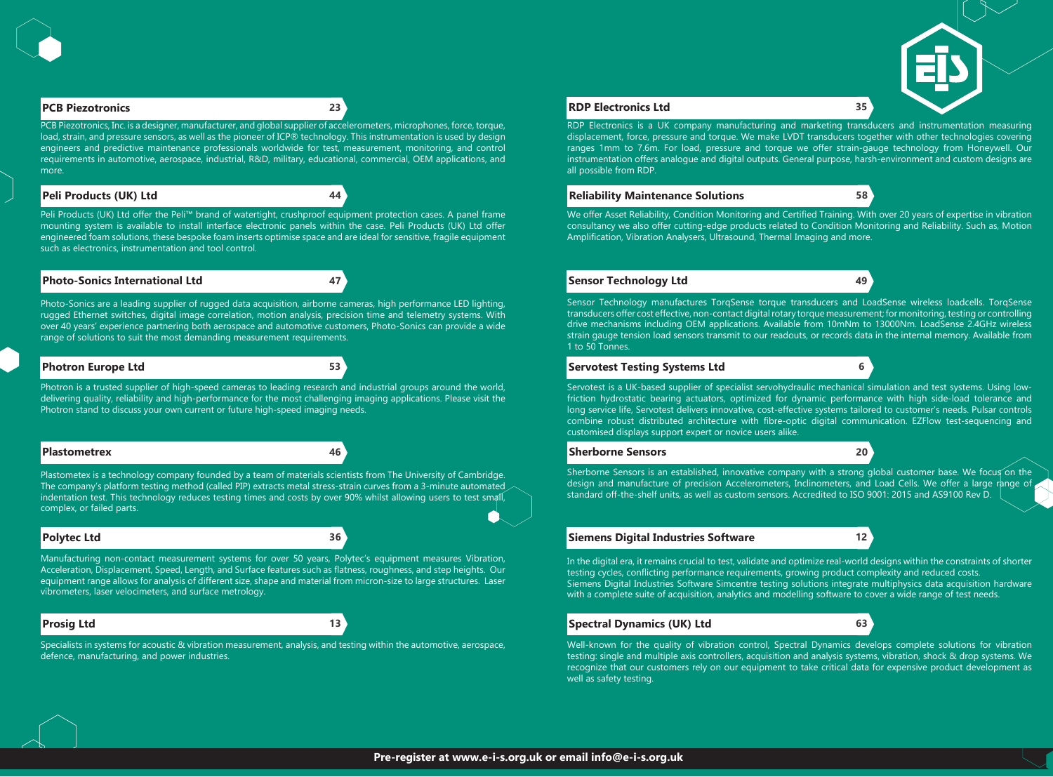### PCB Piezotronics — 23

PCB Piezotronics, Inc. is a designer, manufacturer, and global supplier of accelerometers, microphones, force, torque, load, strain, and pressure sensors, as well as the pioneer of ICP® technology. This instrumentation is used by design engineers and predictive maintenance professionals worldwide for test, measurement, monitoring, and control requirements in automotive, aerospace, industrial, R&D, military, educational, commercial, OEM applications, and more.

### Peli Products (UK) Ltd — 44

Peli Products (UK) Ltd offer the Peli™ brand of watertight, crushproof equipment protection cases. A panel frame mounting system is available to install interface electronic panels within the case. Peli Products (UK) Ltd offer engineered foam solutions, these bespoke foam inserts optimise space and are ideal for sensitive, fragile equipment such as electronics, instrumentation and tool control.

### Photo-Sonics International Ltd — 47

Photo-Sonics are a leading supplier of rugged data acquisition, airborne cameras, high performance LED lighting, rugged Ethernet switches, digital image correlation, motion analysis, precision time and telemetry systems. With over 40 years' experience partnering both aerospace and automotive customers, Photo-Sonics can provide a wide range of solutions to suit the most demanding measurement requirements.

### Photron Europe Ltd — 53

Photron is a trusted supplier of high-speed cameras to leading research and industrial groups around the world, delivering quality, reliability and high-performance for the most challenging imaging applications. Please visit the Photron stand to discuss your own current or future high-speed imaging needs.

### Plastometrex — 46

Plastometex is a technology company founded by a team of materials scientists from The University of Cambridge. The company's platform testing method (called PIP) extracts metal stress-strain curves from a 3-minute automated indentation test. This technology reduces testing times and costs by over 90% whilst allowing users to test small, complex, or failed parts.

### Polytec Ltd — 36

Manufacturing non-contact measurement systems for over 50 years, Polytec's equipment measures Vibration, Acceleration, Displacement, Speed, Length, and Surface features such as flatness, roughness, and step heights. Our equipment range allows for analysis of different size, shape and material from micron-size to large structures. Laser vibrometers, laser velocimeters, and surface metrology.

### Prosig Ltd — 13

Specialists in systems for acoustic & vibration measurement, analysis, and testing within the automotive, aerospace, defence, manufacturing, and power industries.

### RDP Electronics Ltd — 35

RDP Electronics is a UK company manufacturing and marketing transducers and instrumentation measuring displacement, force, pressure and torque. We make LVDT transducers together with other technologies covering ranges 1mm to 7.6m. For load, pressure and torque we offer strain-gauge technology from Honeywell. Our instrumentation offers analogue and digital outputs. General purpose, harsh-environment and custom designs are all possible from RDP.

### Reliability Maintenance Solutions — 58

We offer Asset Reliability, Condition Monitoring and Certified Training. With over 20 years of expertise in vibration consultancy we also offer cutting-edge products related to Condition Monitoring and Reliability. Such as, Motion Amplification, Vibration Analysers, Ultrasound, Thermal Imaging and more.

### Sensor Technology Ltd — 49

Sensor Technology manufactures TorqSense torque transducers and LoadSense wireless loadcells. TorqSense transducers offer cost effective, non-contact digital rotary torque measurement; for monitoring, testing or controlling drive mechanisms including OEM applications. Available from 10mNm to 13000Nm. LoadSense 2.4GHz wireless strain gauge tension load sensors transmit to our readouts, or records data in the internal memory. Available from 1 to 50 Tonnes.

### Servotest Testing Systems Ltd — 6

Servotest is a UK-based supplier of specialist servohydraulic mechanical simulation and test systems. Using low-friction hydrostatic bearing actuators, optimized for dynamic performance with high side-load tolerance and long service life, Servotest delivers innovative, cost-effective systems tailored to customer's needs. Pulsar controls combine robust distributed architecture with fibre-optic digital communication. EZFlow test-sequencing and customised displays support expert or novice users alike.

### Sherborne Sensors — 20

Sherborne Sensors is an established, innovative company with a strong global customer base. We focus on the design and manufacture of precision Accelerometers, Inclinometers, and Load Cells. We offer a large range of standard off-the-shelf units, as well as custom sensors. Accredited to ISO 9001: 2015 and AS9100 Rev D.

### Siemens Digital Industries Software — 12

In the digital era, it remains crucial to test, validate and optimize real-world designs within the constraints of shorter testing cycles, conflicting performance requirements, growing product complexity and reduced costs.
Siemens Digital Industries Software Simcentre testing solutions integrate multiphysics data acquisition hardware with a complete suite of acquisition, analytics and modelling software to cover a wide range of test needs.

### Spectral Dynamics (UK) Ltd — 63

Well-known for the quality of vibration control, Spectral Dynamics develops complete solutions for vibration testing: single and multiple axis controllers, acquisition and analysis systems, vibration, shock & drop systems. We recognize that our customers rely on our equipment to take critical data for expensive product development as well as safety testing.

**Pre-register at www.e-i-s.org.uk or email info@e-i-s.org.uk**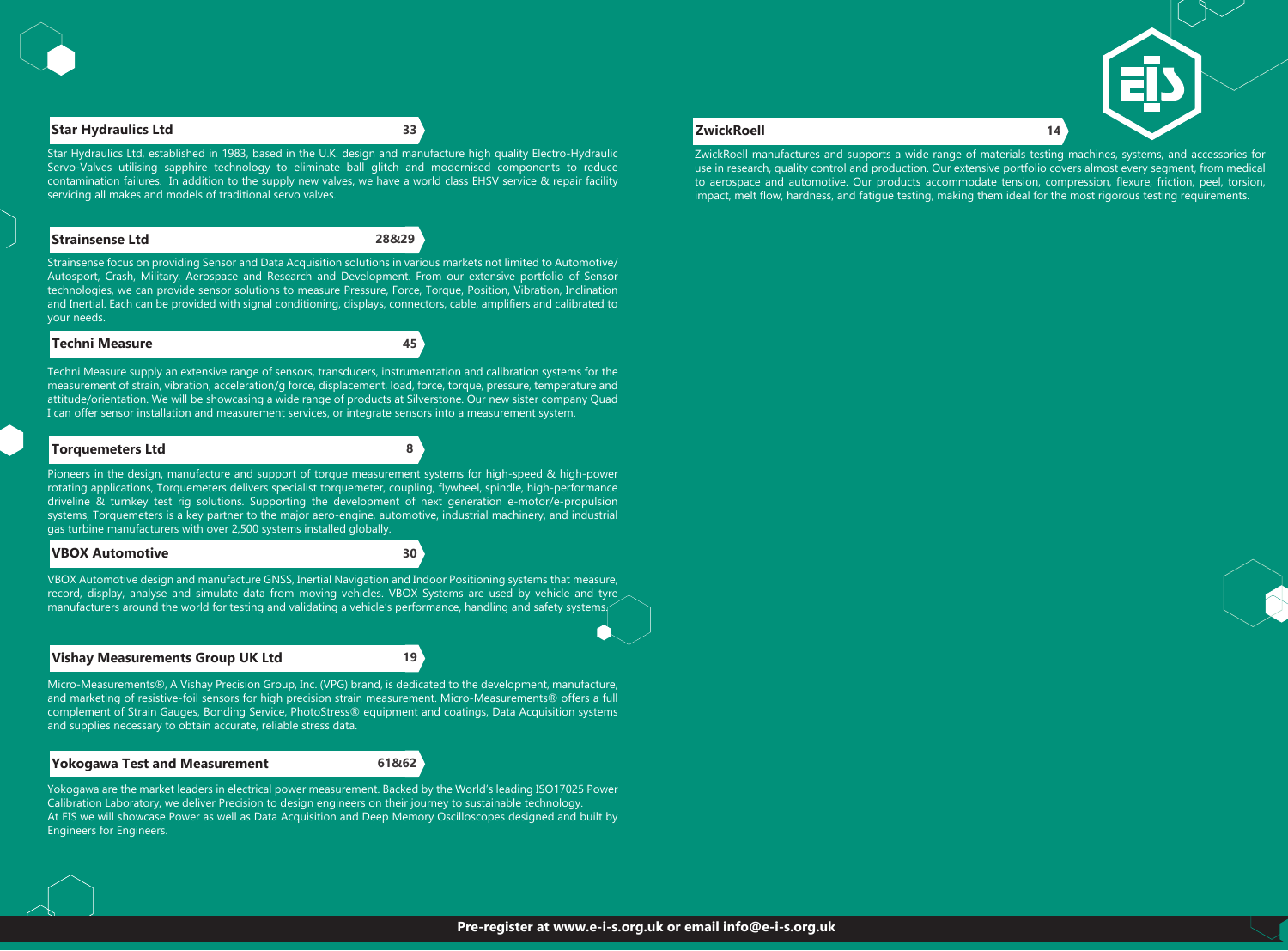### Star Hydraulics Ltd — 33

Star Hydraulics Ltd, established in 1983, based in the U.K. design and manufacture high quality Electro-Hydraulic Servo-Valves utilising sapphire technology to eliminate ball glitch and modernised components to reduce contamination failures. In addition to the supply new valves, we have a world class EHSV service & repair facility servicing all makes and models of traditional servo valves.

### Strainsense Ltd — 28&29

Strainsense focus on providing Sensor and Data Acquisition solutions in various markets not limited to Automotive/ Autosport, Crash, Military, Aerospace and Research and Development. From our extensive portfolio of Sensor technologies, we can provide sensor solutions to measure Pressure, Force, Torque, Position, Vibration, Inclination and Inertial. Each can be provided with signal conditioning, displays, connectors, cable, amplifiers and calibrated to your needs.

### Techni Measure — 45

Techni Measure supply an extensive range of sensors, transducers, instrumentation and calibration systems for the measurement of strain, vibration, acceleration/g force, displacement, load, force, torque, pressure, temperature and attitude/orientation. We will be showcasing a wide range of products at Silverstone. Our new sister company Quad I can offer sensor installation and measurement services, or integrate sensors into a measurement system.

### Torquemeters Ltd — 8

Pioneers in the design, manufacture and support of torque measurement systems for high-speed & high-power rotating applications, Torquemeters delivers specialist torquemeter, coupling, flywheel, spindle, high-performance driveline & turnkey test rig solutions. Supporting the development of next generation e-motor/e-propulsion systems, Torquemeters is a key partner to the major aero-engine, automotive, industrial machinery, and industrial gas turbine manufacturers with over 2,500 systems installed globally.

### VBOX Automotive — 30

VBOX Automotive design and manufacture GNSS, Inertial Navigation and Indoor Positioning systems that measure, record, display, analyse and simulate data from moving vehicles. VBOX Systems are used by vehicle and tyre manufacturers around the world for testing and validating a vehicle's performance, handling and safety systems.

### Vishay Measurements Group UK Ltd — 19

Micro-Measurements®, A Vishay Precision Group, Inc. (VPG) brand, is dedicated to the development, manufacture, and marketing of resistive-foil sensors for high precision strain measurement. Micro-Measurements® offers a full complement of Strain Gauges, Bonding Service, PhotoStress® equipment and coatings, Data Acquisition systems and supplies necessary to obtain accurate, reliable stress data.

### Yokogawa Test and Measurement — 61&62

Yokogawa are the market leaders in electrical power measurement. Backed by the World's leading ISO17025 Power Calibration Laboratory, we deliver Precision to design engineers on their journey to sustainable technology.
At EIS we will showcase Power as well as Data Acquisition and Deep Memory Oscilloscopes designed and built by Engineers for Engineers.

### ZwickRoell — 14

ZwickRoell manufactures and supports a wide range of materials testing machines, systems, and accessories for use in research, quality control and production. Our extensive portfolio covers almost every segment, from medical to aerospace and automotive. Our products accommodate tension, compression, flexure, friction, peel, torsion, impact, melt flow, hardness, and fatigue testing, making them ideal for the most rigorous testing requirements.

**Pre-register at www.e-i-s.org.uk or email info@e-i-s.org.uk**